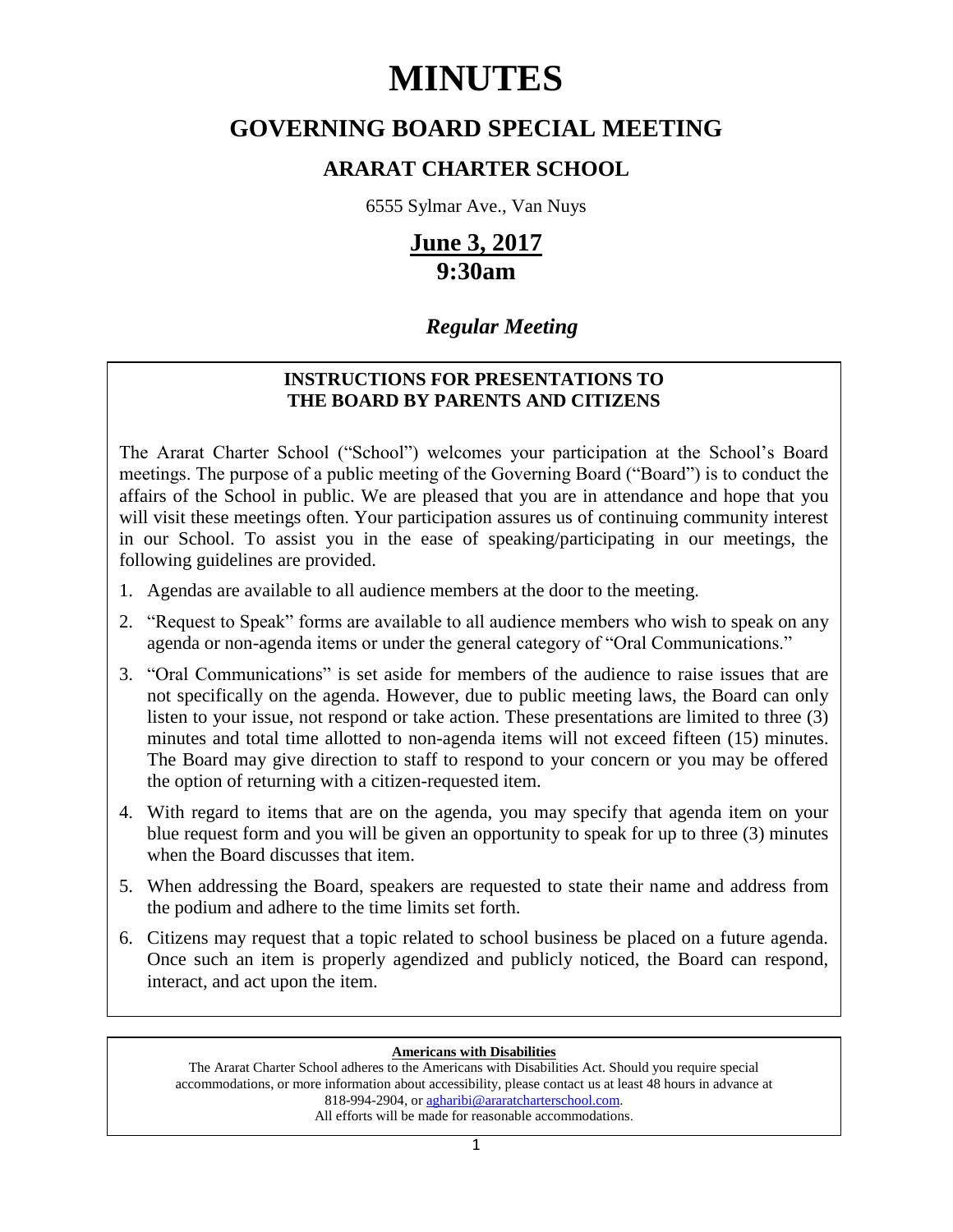# MINUTES

## GOVERNING BOARD SPECIAL MEETING

### ARARAT CHARTER SCHOOL

6555 Sylmar Ave., Van Nuys

**June 3, 2017**
**9:30am**

***Regular Meeting***

**INSTRUCTIONS FOR PRESENTATIONS TO THE BOARD BY PARENTS AND CITIZENS**

The Ararat Charter School ("School") welcomes your participation at the School's Board meetings. The purpose of a public meeting of the Governing Board ("Board") is to conduct the affairs of the School in public. We are pleased that you are in attendance and hope that you will visit these meetings often. Your participation assures us of continuing community interest in our School. To assist you in the ease of speaking/participating in our meetings, the following guidelines are provided.

1. Agendas are available to all audience members at the door to the meeting.
2. "Request to Speak" forms are available to all audience members who wish to speak on any agenda or non-agenda items or under the general category of "Oral Communications."
3. "Oral Communications" is set aside for members of the audience to raise issues that are not specifically on the agenda. However, due to public meeting laws, the Board can only listen to your issue, not respond or take action. These presentations are limited to three (3) minutes and total time allotted to non-agenda items will not exceed fifteen (15) minutes. The Board may give direction to staff to respond to your concern or you may be offered the option of returning with a citizen-requested item.
4. With regard to items that are on the agenda, you may specify that agenda item on your blue request form and you will be given an opportunity to speak for up to three (3) minutes when the Board discusses that item.
5. When addressing the Board, speakers are requested to state their name and address from the podium and adhere to the time limits set forth.
6. Citizens may request that a topic related to school business be placed on a future agenda. Once such an item is properly agendized and publicly noticed, the Board can respond, interact, and act upon the item.

**Americans with Disabilities**

The Ararat Charter School adheres to the Americans with Disabilities Act. Should you require special accommodations, or more information about accessibility, please contact us at least 48 hours in advance at 818-994-2904, or agharibi@araratcharterschool.com.
All efforts will be made for reasonable accommodations.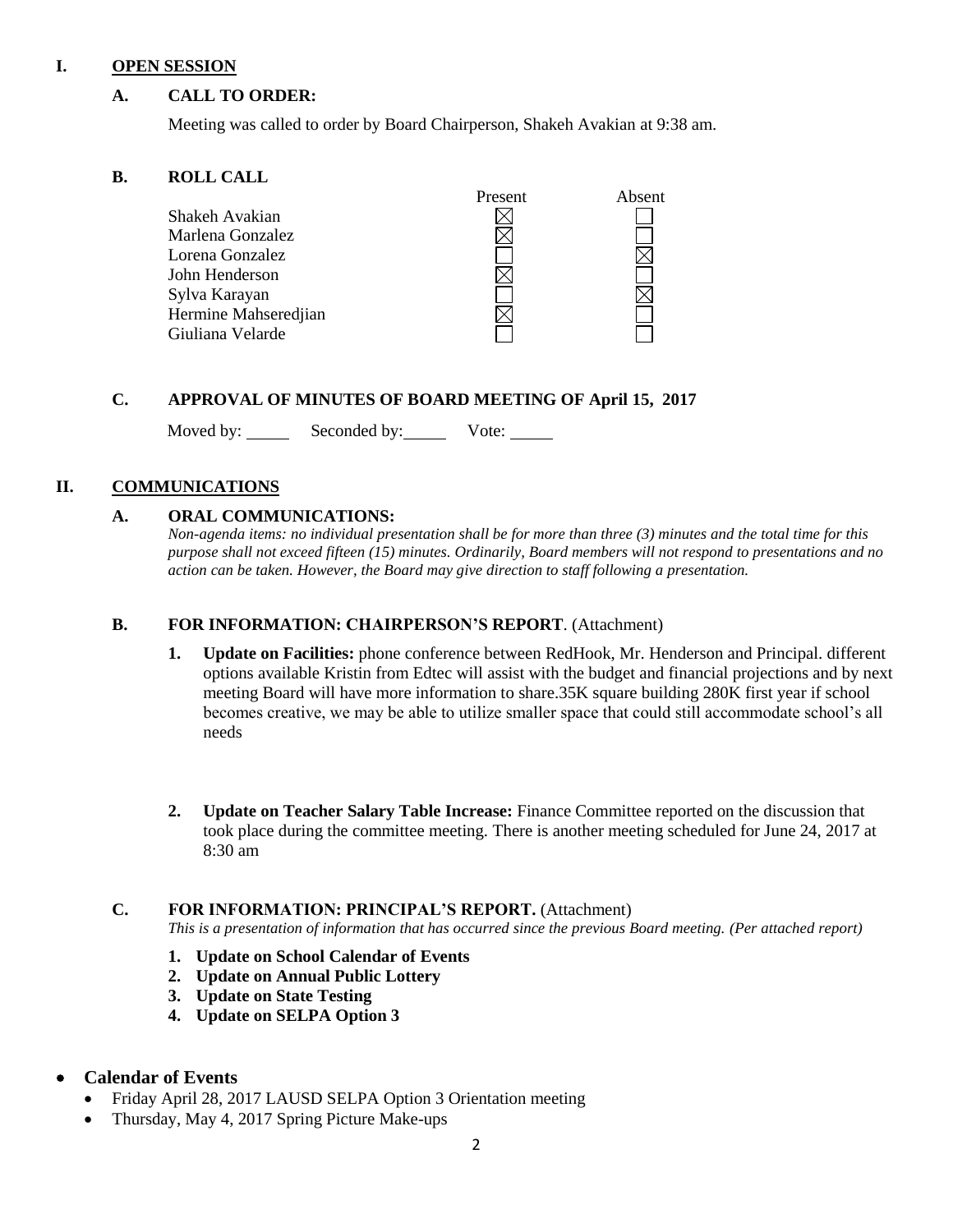## I. OPEN SESSION

### A. CALL TO ORDER:

Meeting was called to order by Board Chairperson, Shakeh Avakian at 9:38 am.

### B. ROLL CALL

| | Present | Absent |
|---|---|---|
| Shakeh Avakian | ☒ | ☐ |
| Marlena Gonzalez | ☒ | ☐ |
| Lorena Gonzalez | ☐ | ☒ |
| John Henderson | ☒ | ☐ |
| Sylva Karayan | ☐ | ☒ |
| Hermine Mahseredjian | ☒ | ☐ |
| Giuliana Velarde | ☐ | ☐ |

### C. APPROVAL OF MINUTES OF BOARD MEETING OF April 15, 2017

Moved by: ______ Seconded by: ______ Vote: ______

## II. COMMUNICATIONS

### A. ORAL COMMUNICATIONS:

*Non-agenda items: no individual presentation shall be for more than three (3) minutes and the total time for this purpose shall not exceed fifteen (15) minutes. Ordinarily, Board members will not respond to presentations and no action can be taken. However, the Board may give direction to staff following a presentation.*

### B. FOR INFORMATION: CHAIRPERSON'S REPORT. (Attachment)

1. **Update on Facilities:** phone conference between RedHook, Mr. Henderson and Principal. different options available Kristin from Edtec will assist with the budget and financial projections and by next meeting Board will have more information to share.35K square building 280K first year if school becomes creative, we may be able to utilize smaller space that could still accommodate school's all needs

2. **Update on Teacher Salary Table Increase:** Finance Committee reported on the discussion that took place during the committee meeting. There is another meeting scheduled for June 24, 2017 at 8:30 am

### C. FOR INFORMATION: PRINCIPAL'S REPORT. (Attachment)

*This is a presentation of information that has occurred since the previous Board meeting. (Per attached report)*

1. **Update on School Calendar of Events**
2. **Update on Annual Public Lottery**
3. **Update on State Testing**
4. **Update on SELPA Option 3**

- **Calendar of Events**
  - Friday April 28, 2017 LAUSD SELPA Option 3 Orientation meeting
  - Thursday, May 4, 2017 Spring Picture Make-ups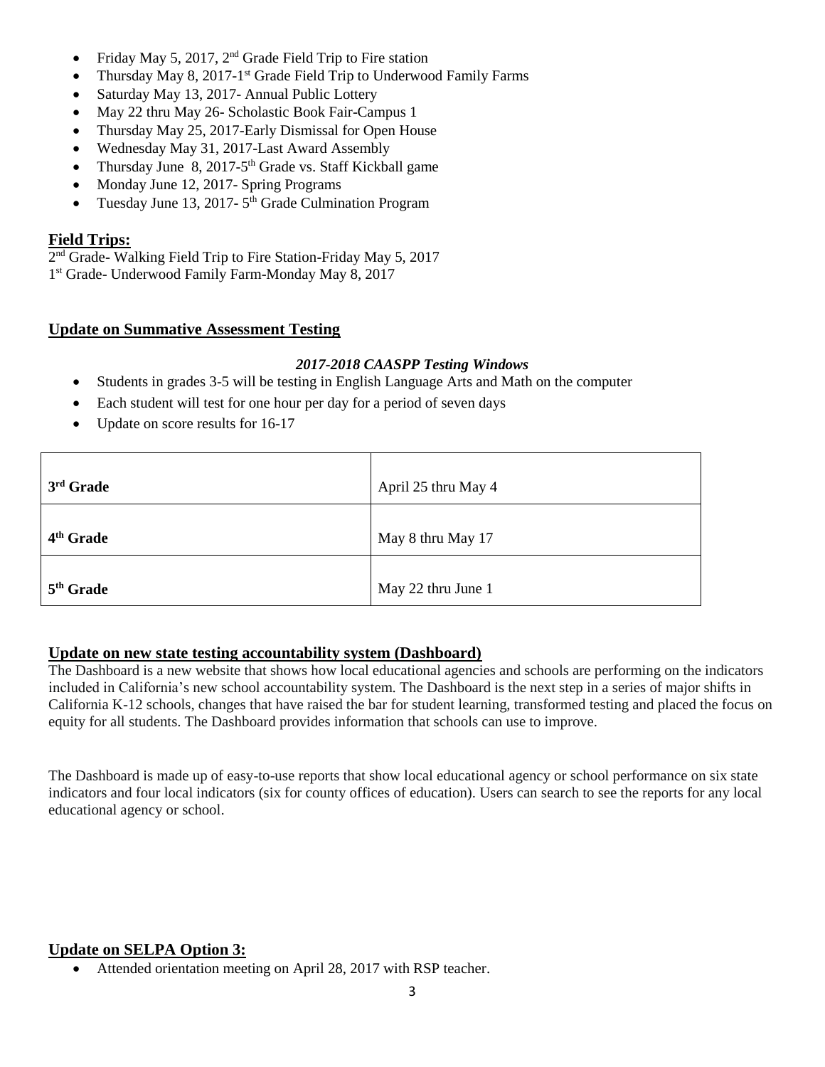- Friday May 5, 2017, 2nd Grade Field Trip to Fire station
- Thursday May 8, 2017-1st Grade Field Trip to Underwood Family Farms
- Saturday May 13, 2017- Annual Public Lottery
- May 22 thru May 26- Scholastic Book Fair-Campus 1
- Thursday May 25, 2017-Early Dismissal for Open House
- Wednesday May 31, 2017-Last Award Assembly
- Thursday June 8, 2017-5th Grade vs. Staff Kickball game
- Monday June 12, 2017- Spring Programs
- Tuesday June 13, 2017- 5th Grade Culmination Program

## Field Trips:

2nd Grade- Walking Field Trip to Fire Station-Friday May 5, 2017
1st Grade- Underwood Family Farm-Monday May 8, 2017

## Update on Summative Assessment Testing

***2017-2018 CAASPP Testing Windows***

- Students in grades 3-5 will be testing in English Language Arts and Math on the computer
- Each student will test for one hour per day for a period of seven days
- Update on score results for 16-17

| | |
|---|---|
| **3rd Grade** | April 25 thru May 4 |
| **4th Grade** | May 8 thru May 17 |
| **5th Grade** | May 22 thru June 1 |

## Update on new state testing accountability system (Dashboard)

The Dashboard is a new website that shows how local educational agencies and schools are performing on the indicators included in California's new school accountability system. The Dashboard is the next step in a series of major shifts in California K-12 schools, changes that have raised the bar for student learning, transformed testing and placed the focus on equity for all students. The Dashboard provides information that schools can use to improve.

The Dashboard is made up of easy-to-use reports that show local educational agency or school performance on six state indicators and four local indicators (six for county offices of education). Users can search to see the reports for any local educational agency or school.

## Update on SELPA Option 3:

- Attended orientation meeting on April 28, 2017 with RSP teacher.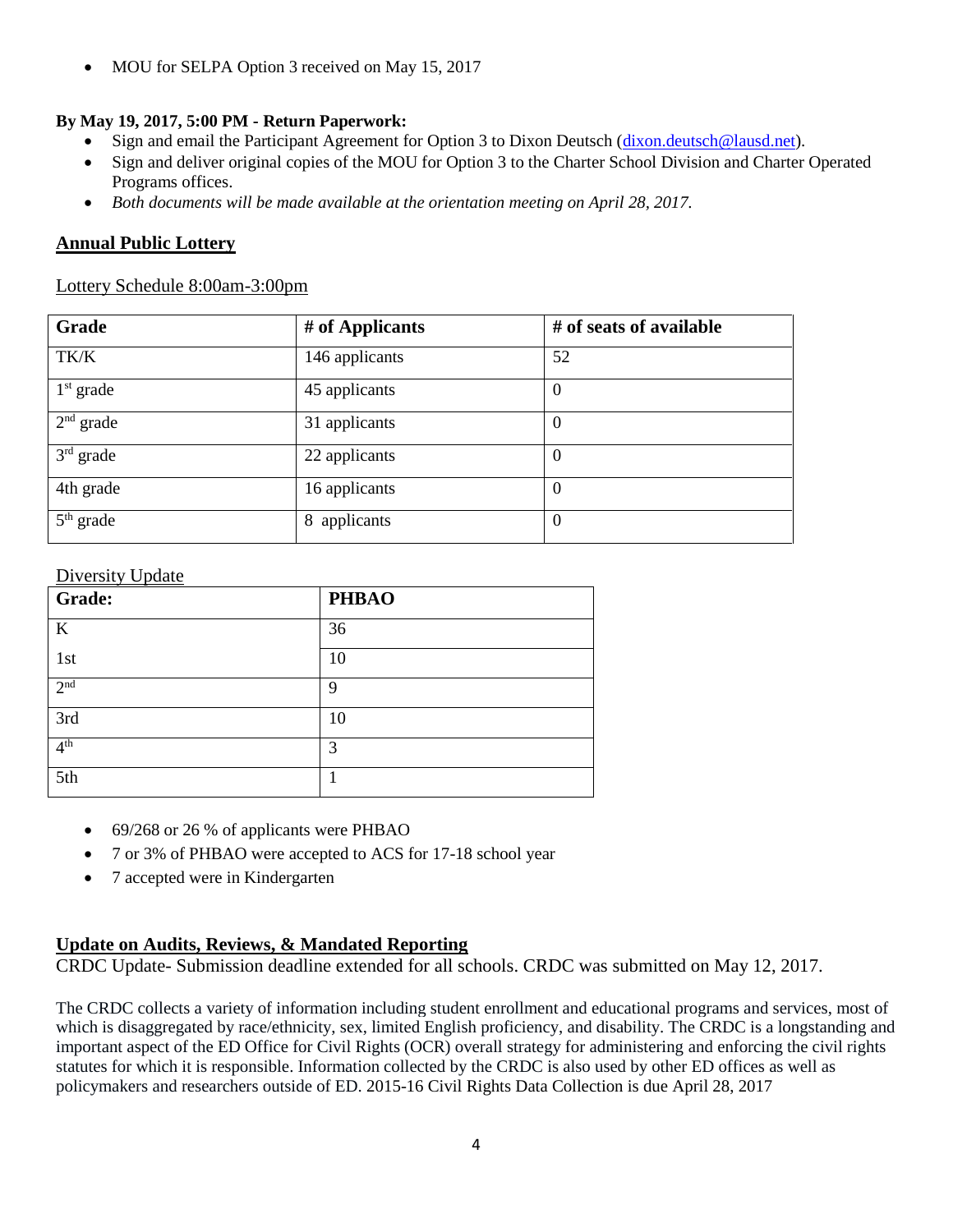- MOU for SELPA Option 3 received on May 15, 2017

**By May 19, 2017, 5:00 PM - Return Paperwork:**

- Sign and email the Participant Agreement for Option 3 to Dixon Deutsch (dixon.deutsch@lausd.net).
- Sign and deliver original copies of the MOU for Option 3 to the Charter School Division and Charter Operated Programs offices.
- *Both documents will be made available at the orientation meeting on April 28, 2017.*

## Annual Public Lottery

Lottery Schedule 8:00am-3:00pm

| Grade | # of Applicants | # of seats of available |
|---|---|---|
| TK/K | 146 applicants | 52 |
| 1st grade | 45 applicants | 0 |
| 2nd grade | 31 applicants | 0 |
| 3rd grade | 22 applicants | 0 |
| 4th grade | 16 applicants | 0 |
| 5th grade | 8 applicants | 0 |

Diversity Update

| Grade: | PHBAO |
|---|---|
| K | 36 |
| 1st | 10 |
| 2nd | 9 |
| 3rd | 10 |
| 4th | 3 |
| 5th | 1 |

- 69/268 or 26 % of applicants were PHBAO
- 7 or 3% of PHBAO were accepted to ACS for 17-18 school year
- 7 accepted were in Kindergarten

## Update on Audits, Reviews, & Mandated Reporting

CRDC Update- Submission deadline extended for all schools. CRDC was submitted on May 12, 2017.

The CRDC collects a variety of information including student enrollment and educational programs and services, most of which is disaggregated by race/ethnicity, sex, limited English proficiency, and disability. The CRDC is a longstanding and important aspect of the ED Office for Civil Rights (OCR) overall strategy for administering and enforcing the civil rights statutes for which it is responsible. Information collected by the CRDC is also used by other ED offices as well as policymakers and researchers outside of ED. 2015-16 Civil Rights Data Collection is due April 28, 2017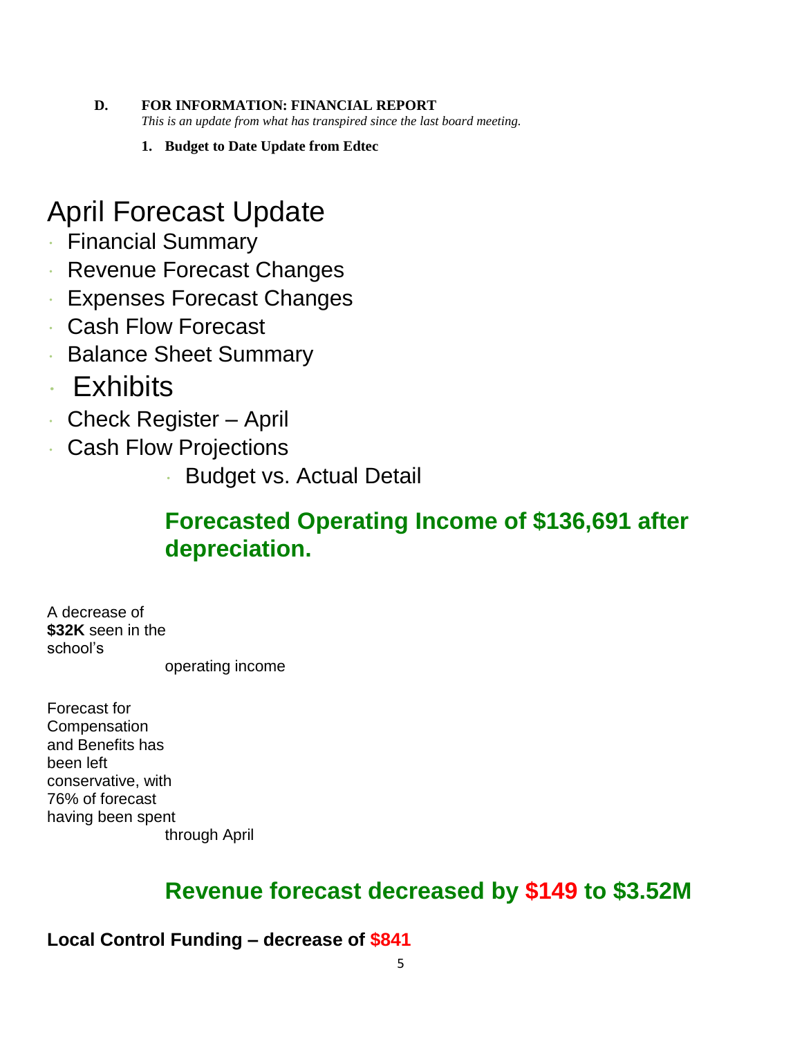**D. FOR INFORMATION: FINANCIAL REPORT**

*This is an update from what has transpired since the last board meeting.*

**1. Budget to Date Update from Edtec**

# April Forecast Update

- Financial Summary
- Revenue Forecast Changes
- Expenses Forecast Changes
- Cash Flow Forecast
- Balance Sheet Summary
- Exhibits
- Check Register – April
- Cash Flow Projections
- Budget vs. Actual Detail

## Forecasted Operating Income of $136,691 after depreciation.

A decrease of **$32K** seen in the school's operating income

Forecast for Compensation and Benefits has been left conservative, with 76% of forecast having been spent through April

## Revenue forecast decreased by $149 to $3.52M

**Local Control Funding – decrease of $841**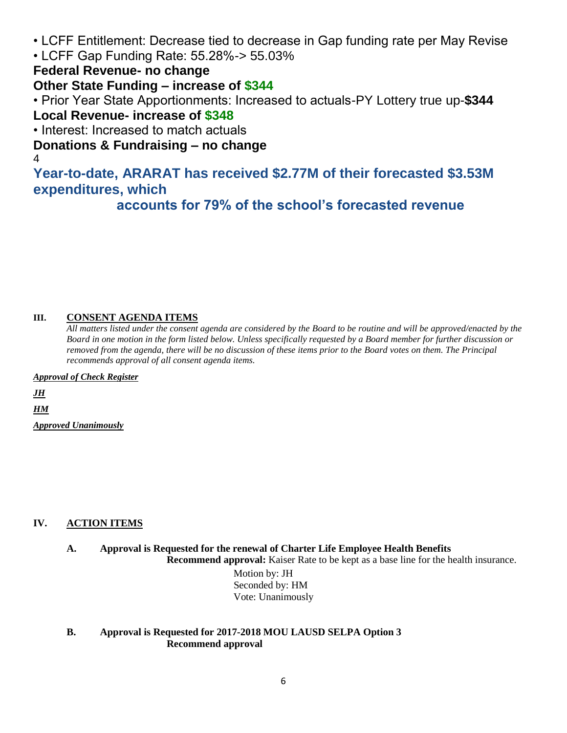• LCFF Entitlement: Decrease tied to decrease in Gap funding rate per May Revise

• LCFF Gap Funding Rate: 55.28%-> 55.03%

**Federal Revenue- no change**

**Other State Funding – increase of $344**

• Prior Year State Apportionments: Increased to actuals-PY Lottery true up-**$344**

**Local Revenue- increase of $348**

• Interest: Increased to match actuals

**Donations & Fundraising – no change**

4

**Year-to-date, ARARAT has received $2.77M of their forecasted $3.53M expenditures, which accounts for 79% of the school's forecasted revenue**

## III. CONSENT AGENDA ITEMS

*All matters listed under the consent agenda are considered by the Board to be routine and will be approved/enacted by the Board in one motion in the form listed below. Unless specifically requested by a Board member for further discussion or removed from the agenda, there will be no discussion of these items prior to the Board votes on them. The Principal recommends approval of all consent agenda items.*

***Approval of Check Register***

***JH***

***HM***

***Approved Unanimously***

## IV. ACTION ITEMS

**A. Approval is Requested for the renewal of Charter Life Employee Health Benefits**

**Recommend approval:** Kaiser Rate to be kept as a base line for the health insurance.

Motion by: JH
Seconded by: HM
Vote: Unanimously

**B. Approval is Requested for 2017-2018 MOU LAUSD SELPA Option 3**

**Recommend approval**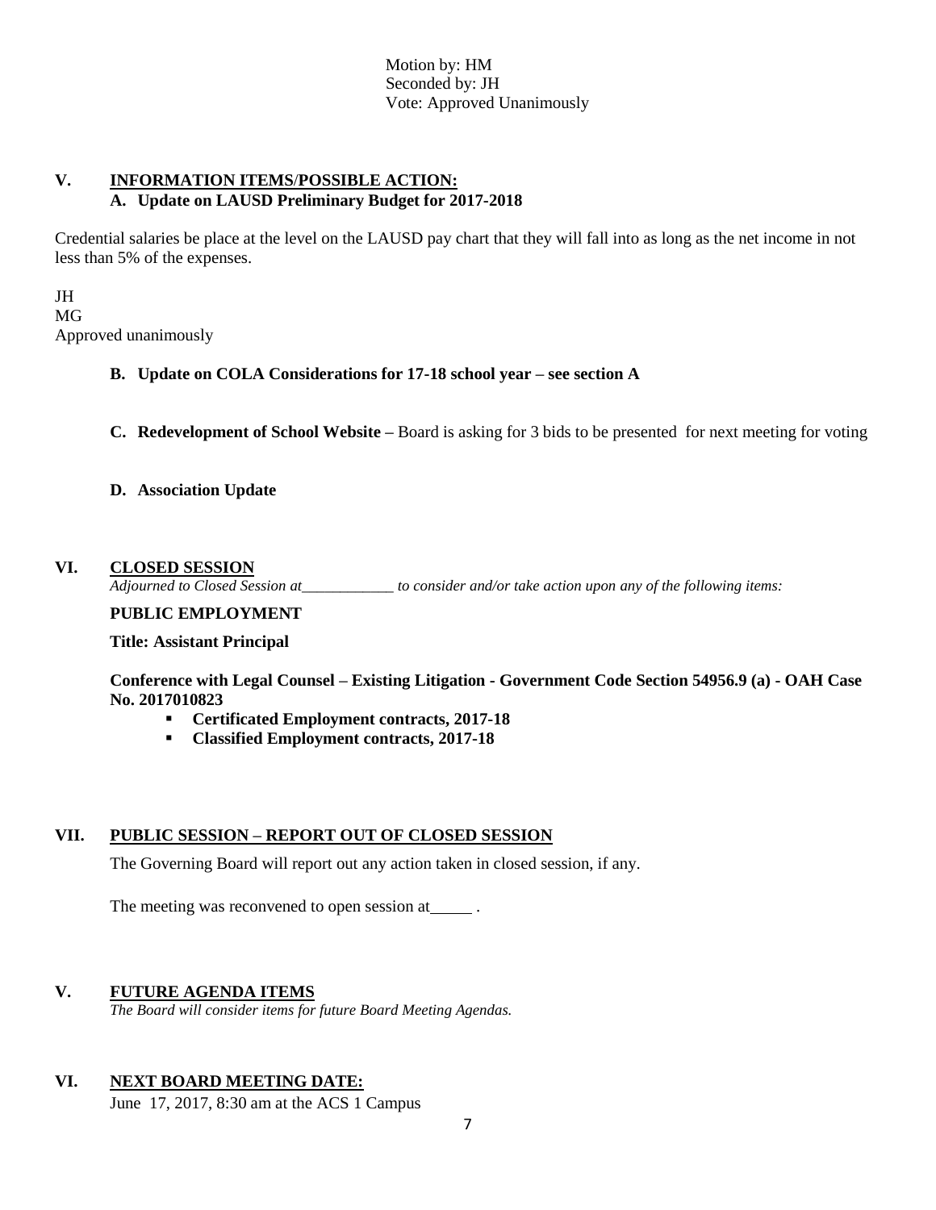Motion by: HM
Seconded by: JH
Vote: Approved Unanimously

## V. INFORMATION ITEMS/POSSIBLE ACTION:

### A. Update on LAUSD Preliminary Budget for 2017-2018

Credential salaries be place at the level on the LAUSD pay chart that they will fall into as long as the net income in not less than 5% of the expenses.

JH
MG
Approved unanimously

### B. Update on COLA Considerations for 17-18 school year – see section A

**C. Redevelopment of School Website –** Board is asking for 3 bids to be presented for next meeting for voting

### D. Association Update

## VI. CLOSED SESSION

*Adjourned to Closed Session at\_\_\_\_\_\_\_\_\_\_\_\_ to consider and/or take action upon any of the following items:*

**PUBLIC EMPLOYMENT**

**Title: Assistant Principal**

**Conference with Legal Counsel – Existing Litigation - Government Code Section 54956.9 (a) - OAH Case No. 2017010823**

- **Certificated Employment contracts, 2017-18**
- **Classified Employment contracts, 2017-18**

## VII. PUBLIC SESSION – REPORT OUT OF CLOSED SESSION

The Governing Board will report out any action taken in closed session, if any.

The meeting was reconvened to open session at\_\_\_\_\_ .

## V. FUTURE AGENDA ITEMS

*The Board will consider items for future Board Meeting Agendas.*

## VI. NEXT BOARD MEETING DATE:

June 17, 2017, 8:30 am at the ACS 1 Campus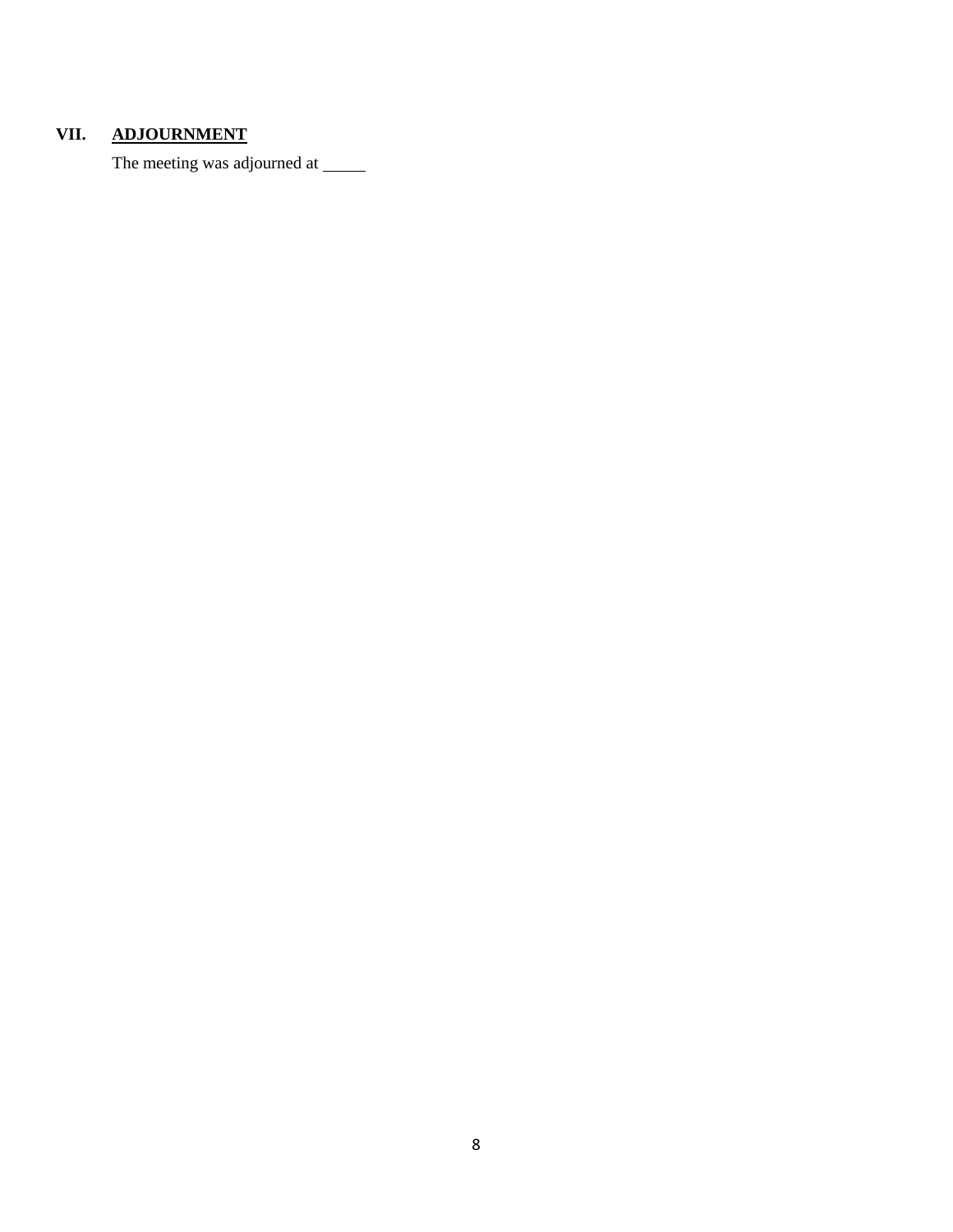## VII. **ADJOURNMENT**

The meeting was adjourned at _____